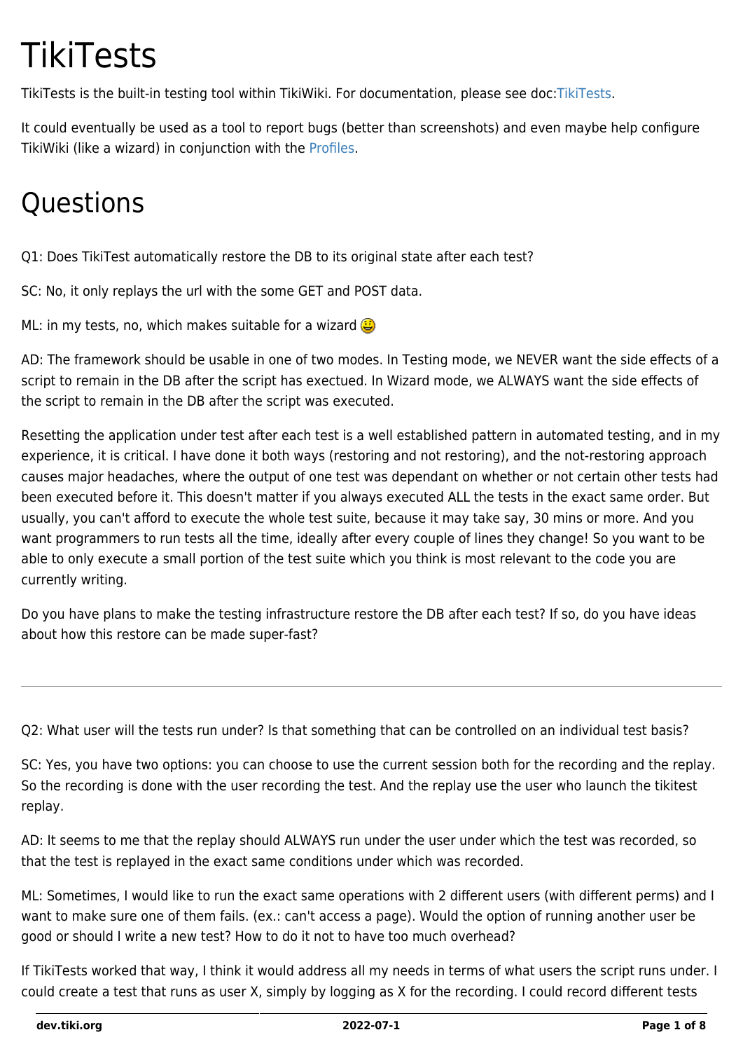# TikiTests

TikiTests is the built-in testing tool within TikiWiki. For documentation, please see doc:TikiTests.

It could eventually be used as a tool to report bugs (better than screenshots) and even maybe help configure TikiWiki (like a wizard) in conjunction with the Profiles.

# Questions

Q1: Does TikiTest automatically restore the DB to its original state after each test?

SC: No, it only replays the url with the some GET and POST data.

ML: in my tests, no, which makes suitable for a wizard 😃

AD: The framework should be usable in one of two modes. In Testing mode, we NEVER want the side effects of a script to remain in the DB after the script has exectued. In Wizard mode, we ALWAYS want the side effects of the script to remain in the DB after the script was executed.

Resetting the application under test after each test is a well established pattern in automated testing, and in my experience, it is critical. I have done it both ways (restoring and not restoring), and the not-restoring approach causes major headaches, where the output of one test was dependant on whether or not certain other tests had been executed before it. This doesn't matter if you always executed ALL the tests in the exact same order. But usually, you can't afford to execute the whole test suite, because it may take say, 30 mins or more. And you want programmers to run tests all the time, ideally after every couple of lines they change! So you want to be able to only execute a small portion of the test suite which you think is most relevant to the code you are currently writing.

Do you have plans to make the testing infrastructure restore the DB after each test? If so, do you have ideas about how this restore can be made super-fast?

---

Q2: What user will the tests run under? Is that something that can be controlled on an individual test basis?

SC: Yes, you have two options: you can choose to use the current session both for the recording and the replay. So the recording is done with the user recording the test. And the replay use the user who launch the tikitest replay.

AD: It seems to me that the replay should ALWAYS run under the user under which the test was recorded, so that the test is replayed in the exact same conditions under which was recorded.

ML: Sometimes, I would like to run the exact same operations with 2 different users (with different perms) and I want to make sure one of them fails. (ex.: can't access a page). Would the option of running another user be good or should I write a new test? How to do it not to have too much overhead?

If TikiTests worked that way, I think it would address all my needs in terms of what users the script runs under. I could create a test that runs as user X, simply by logging as X for the recording. I could record different tests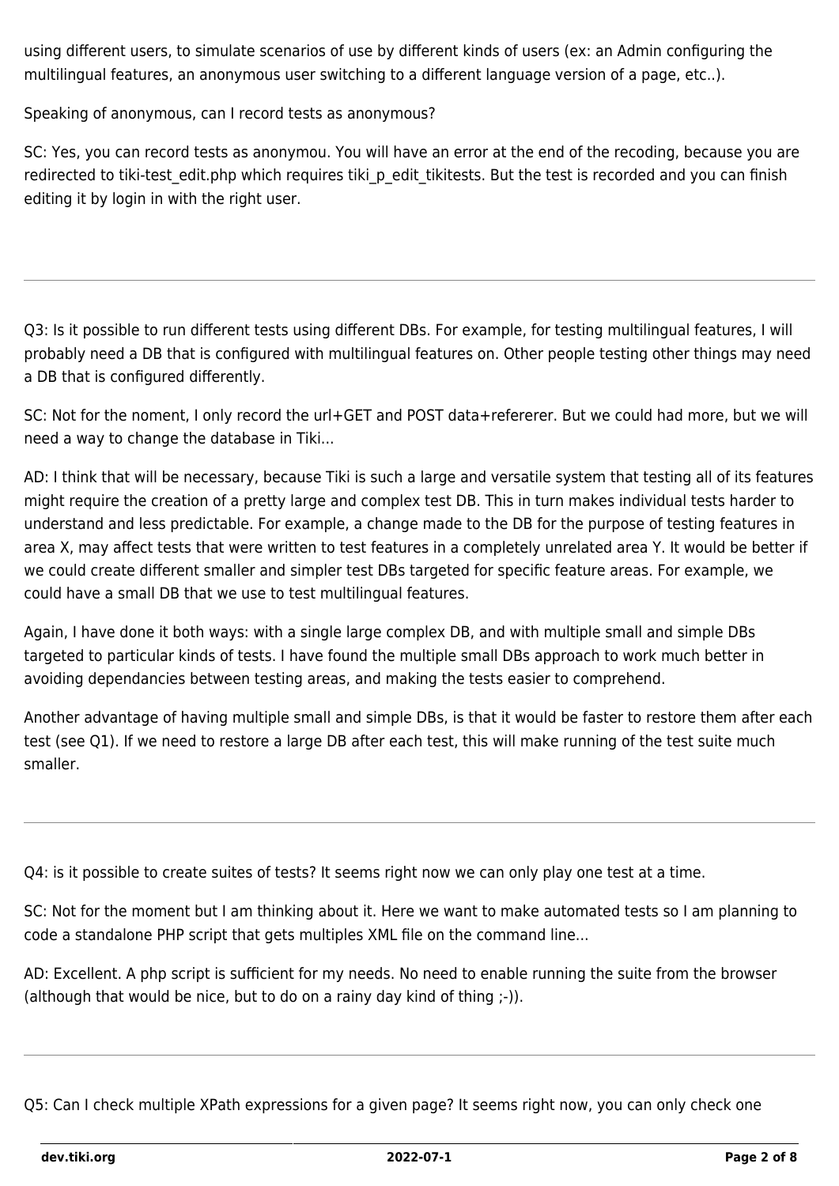using different users, to simulate scenarios of use by different kinds of users (ex: an Admin configuring the multilingual features, an anonymous user switching to a different language version of a page, etc..).

Speaking of anonymous, can I record tests as anonymous?

SC: Yes, you can record tests as anonymou. You will have an error at the end of the recoding, because you are redirected to tiki-test_edit.php which requires tiki_p_edit_tikitests. But the test is recorded and you can finish editing it by login in with the right user.

---

Q3: Is it possible to run different tests using different DBs. For example, for testing multilingual features, I will probably need a DB that is configured with multilingual features on. Other people testing other things may need a DB that is configured differently.

SC: Not for the noment, I only record the url+GET and POST data+refererer. But we could had more, but we will need a way to change the database in Tiki...

AD: I think that will be necessary, because Tiki is such a large and versatile system that testing all of its features might require the creation of a pretty large and complex test DB. This in turn makes individual tests harder to understand and less predictable. For example, a change made to the DB for the purpose of testing features in area X, may affect tests that were written to test features in a completely unrelated area Y. It would be better if we could create different smaller and simpler test DBs targeted for specific feature areas. For example, we could have a small DB that we use to test multilingual features.

Again, I have done it both ways: with a single large complex DB, and with multiple small and simple DBs targeted to particular kinds of tests. I have found the multiple small DBs approach to work much better in avoiding dependancies between testing areas, and making the tests easier to comprehend.

Another advantage of having multiple small and simple DBs, is that it would be faster to restore them after each test (see Q1). If we need to restore a large DB after each test, this will make running of the test suite much smaller.

---

Q4: is it possible to create suites of tests? It seems right now we can only play one test at a time.

SC: Not for the moment but I am thinking about it. Here we want to make automated tests so I am planning to code a standalone PHP script that gets multiples XML file on the command line...

AD: Excellent. A php script is sufficient for my needs. No need to enable running the suite from the browser (although that would be nice, but to do on a rainy day kind of thing ;-)).

---

Q5: Can I check multiple XPath expressions for a given page? It seems right now, you can only check one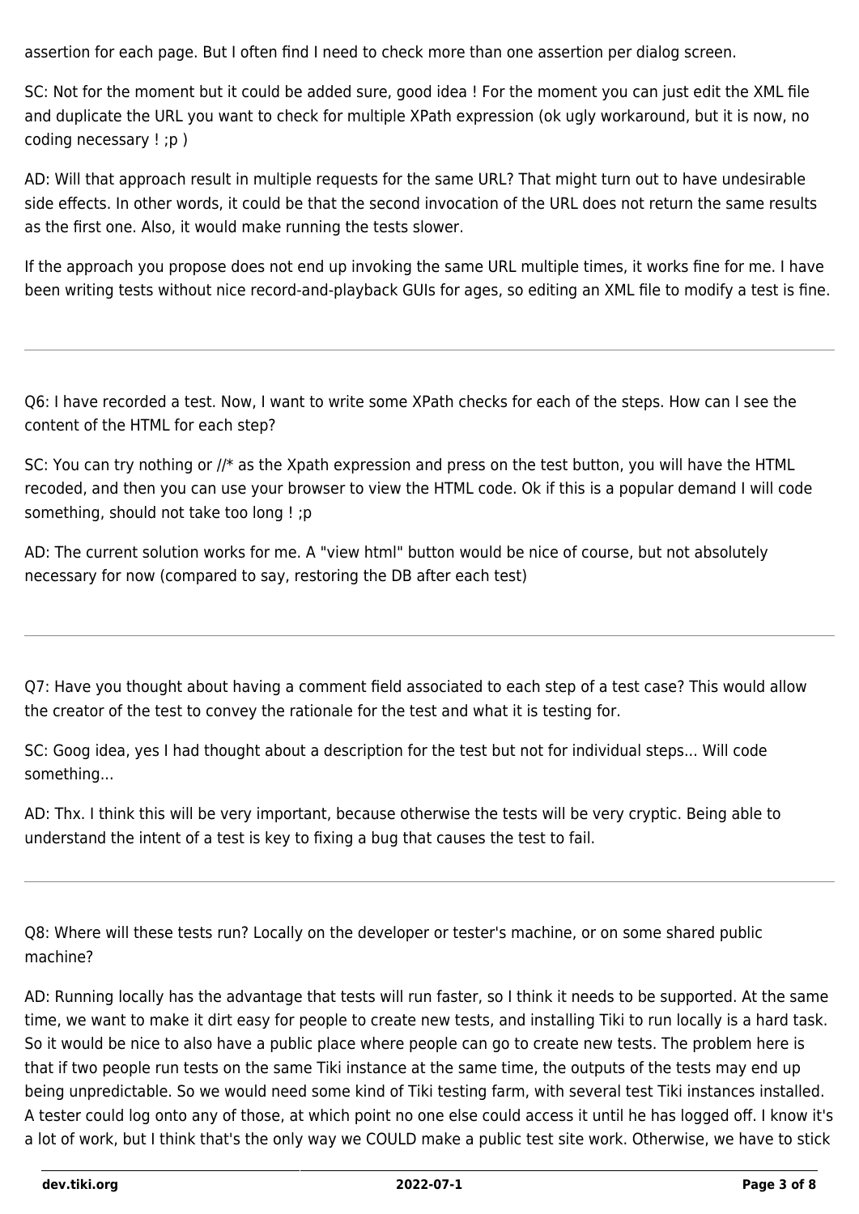assertion for each page. But I often find I need to check more than one assertion per dialog screen.

SC: Not for the moment but it could be added sure, good idea ! For the moment you can just edit the XML file and duplicate the URL you want to check for multiple XPath expression (ok ugly workaround, but it is now, no coding necessary ! ;p )

AD: Will that approach result in multiple requests for the same URL? That might turn out to have undesirable side effects. In other words, it could be that the second invocation of the URL does not return the same results as the first one. Also, it would make running the tests slower.

If the approach you propose does not end up invoking the same URL multiple times, it works fine for me. I have been writing tests without nice record-and-playback GUIs for ages, so editing an XML file to modify a test is fine.

---

Q6: I have recorded a test. Now, I want to write some XPath checks for each of the steps. How can I see the content of the HTML for each step?

SC: You can try nothing or //* as the Xpath expression and press on the test button, you will have the HTML recoded, and then you can use your browser to view the HTML code. Ok if this is a popular demand I will code something, should not take too long ! ;p

AD: The current solution works for me. A "view html" button would be nice of course, but not absolutely necessary for now (compared to say, restoring the DB after each test)

---

Q7: Have you thought about having a comment field associated to each step of a test case? This would allow the creator of the test to convey the rationale for the test and what it is testing for.

SC: Goog idea, yes I had thought about a description for the test but not for individual steps... Will code something...

AD: Thx. I think this will be very important, because otherwise the tests will be very cryptic. Being able to understand the intent of a test is key to fixing a bug that causes the test to fail.

---

Q8: Where will these tests run? Locally on the developer or tester's machine, or on some shared public machine?

AD: Running locally has the advantage that tests will run faster, so I think it needs to be supported. At the same time, we want to make it dirt easy for people to create new tests, and installing Tiki to run locally is a hard task. So it would be nice to also have a public place where people can go to create new tests. The problem here is that if two people run tests on the same Tiki instance at the same time, the outputs of the tests may end up being unpredictable. So we would need some kind of Tiki testing farm, with several test Tiki instances installed. A tester could log onto any of those, at which point no one else could access it until he has logged off. I know it's a lot of work, but I think that's the only way we COULD make a public test site work. Otherwise, we have to stick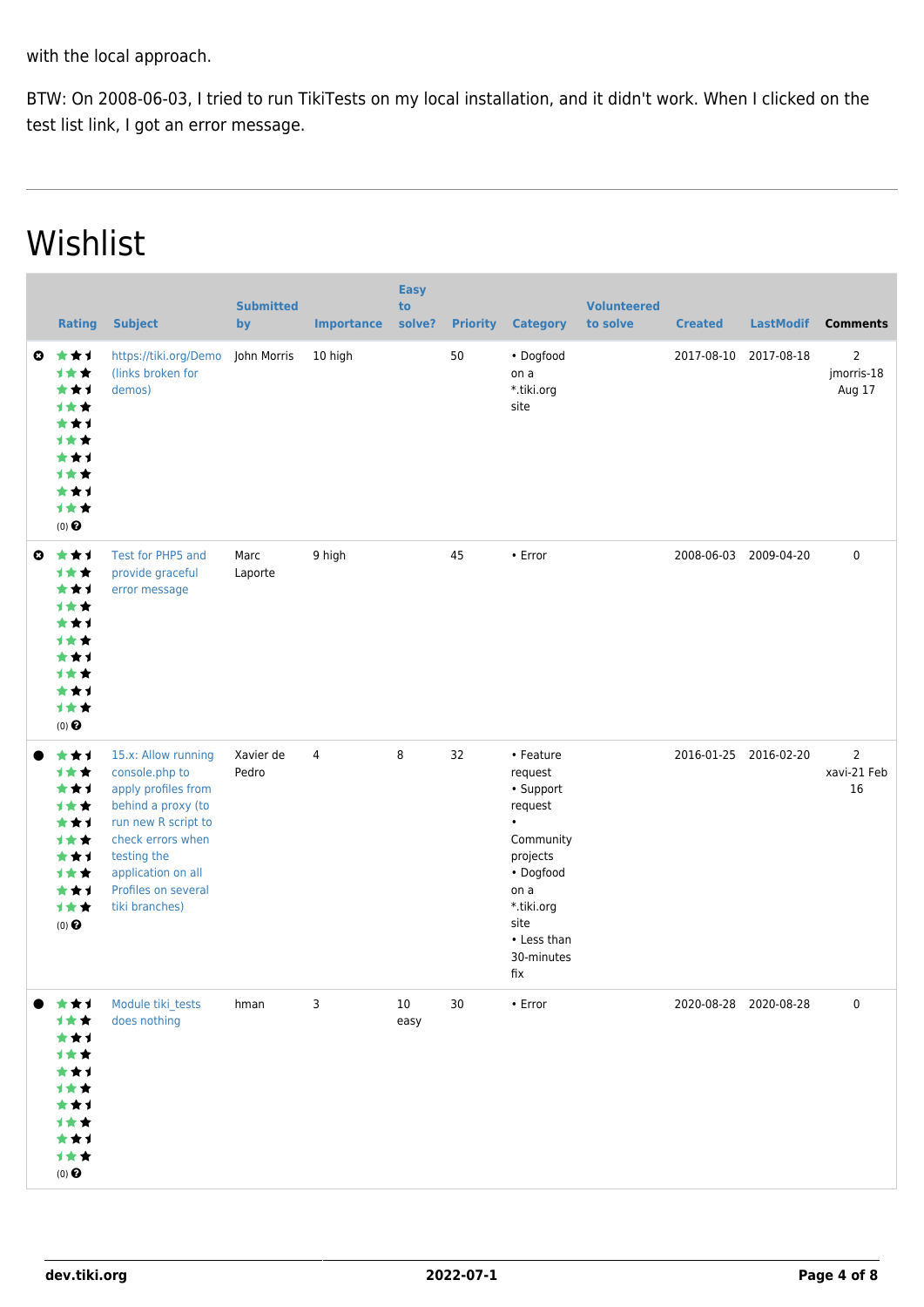with the local approach.

BTW: On 2008-06-03, I tried to run TikiTests on my local installation, and it didn't work. When I clicked on the test list link, I got an error message.

---

# Wishlist

| | Rating | Subject | Submitted by | Importance | Easy to solve? | Priority | Category | Volunteered to solve | Created | LastModif | Comments |
|---|---|---|---|---|---|---|---|---|---|---|---|
| | (0) | https://tiki.org/Demo (links broken for demos) | John Morris | 10 high | | 50 | • Dogfood on a *.tiki.org site | | 2017-08-10 | 2017-08-18 | 2 jmorris-18 Aug 17 |
| | (0) | Test for PHP5 and provide graceful error message | Marc Laporte | 9 high | | 45 | • Error | | 2008-06-03 | 2009-04-20 | 0 |
| | (0) | 15.x: Allow running console.php to apply profiles from behind a proxy (to run new R script to check errors when testing the application on all Profiles on several tiki branches) | Xavier de Pedro | 4 | 8 | 32 | • Feature request • Support request • Community projects • Dogfood on a *.tiki.org site • Less than 30-minutes fix | | 2016-01-25 | 2016-02-20 | 2 xavi-21 Feb 16 |
| | (0) | Module tiki_tests does nothing | hman | 3 | 10 easy | 30 | • Error | | 2020-08-28 | 2020-08-28 | 0 |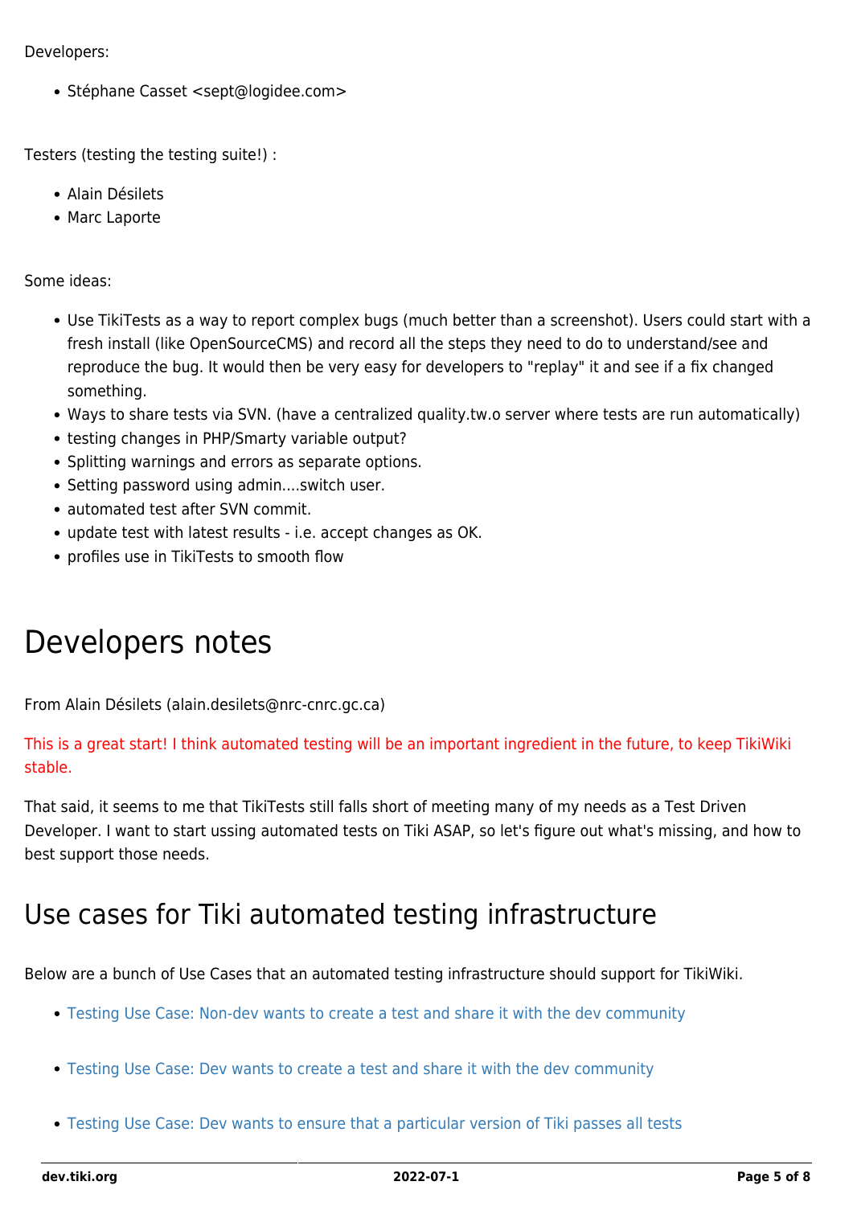Developers:

- Stéphane Casset <sept@logidee.com>

Testers (testing the testing suite!) :

- Alain Désilets
- Marc Laporte

Some ideas:

- Use TikiTests as a way to report complex bugs (much better than a screenshot). Users could start with a fresh install (like OpenSourceCMS) and record all the steps they need to do to understand/see and reproduce the bug. It would then be very easy for developers to "replay" it and see if a fix changed something.
- Ways to share tests via SVN. (have a centralized quality.tw.o server where tests are run automatically)
- testing changes in PHP/Smarty variable output?
- Splitting warnings and errors as separate options.
- Setting password using admin....switch user.
- automated test after SVN commit.
- update test with latest results - i.e. accept changes as OK.
- profiles use in TikiTests to smooth flow

# Developers notes

From Alain Désilets (alain.desilets@nrc-cnrc.gc.ca)

This is a great start! I think automated testing will be an important ingredient in the future, to keep TikiWiki stable.

That said, it seems to me that TikiTests still falls short of meeting many of my needs as a Test Driven Developer. I want to start ussing automated tests on Tiki ASAP, so let's figure out what's missing, and how to best support those needs.

## Use cases for Tiki automated testing infrastructure

Below are a bunch of Use Cases that an automated testing infrastructure should support for TikiWiki.

- Testing Use Case: Non-dev wants to create a test and share it with the dev community
- Testing Use Case: Dev wants to create a test and share it with the dev community
- Testing Use Case: Dev wants to ensure that a particular version of Tiki passes all tests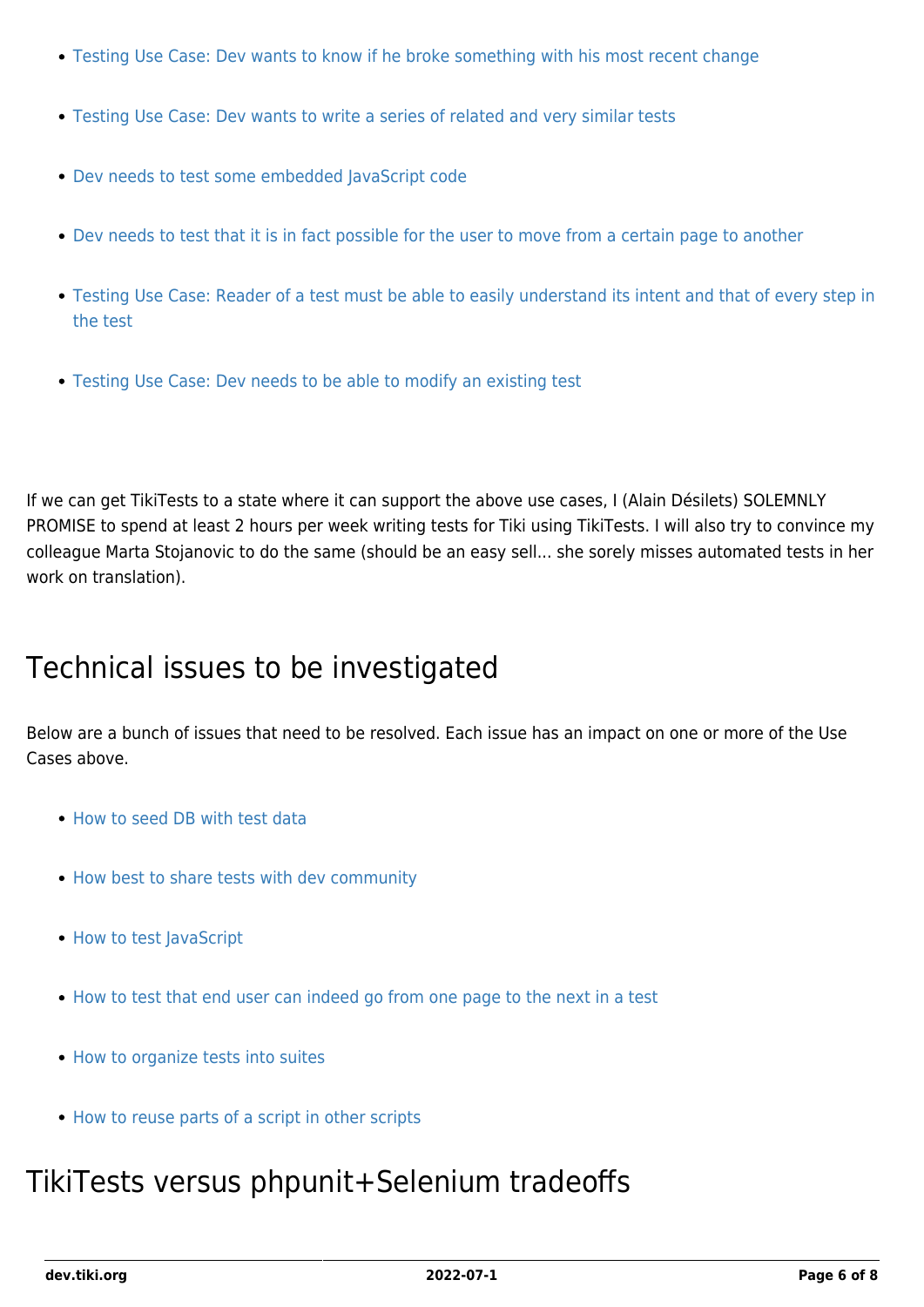- Testing Use Case: Dev wants to know if he broke something with his most recent change
- Testing Use Case: Dev wants to write a series of related and very similar tests
- Dev needs to test some embedded JavaScript code
- Dev needs to test that it is in fact possible for the user to move from a certain page to another
- Testing Use Case: Reader of a test must be able to easily understand its intent and that of every step in the test
- Testing Use Case: Dev needs to be able to modify an existing test

If we can get TikiTests to a state where it can support the above use cases, I (Alain Désilets) SOLEMNLY PROMISE to spend at least 2 hours per week writing tests for Tiki using TikiTests. I will also try to convince my colleague Marta Stojanovic to do the same (should be an easy sell... she sorely misses automated tests in her work on translation).

## Technical issues to be investigated

Below are a bunch of issues that need to be resolved. Each issue has an impact on one or more of the Use Cases above.

- How to seed DB with test data
- How best to share tests with dev community
- How to test JavaScript
- How to test that end user can indeed go from one page to the next in a test
- How to organize tests into suites
- How to reuse parts of a script in other scripts

## TikiTests versus phpunit+Selenium tradeoffs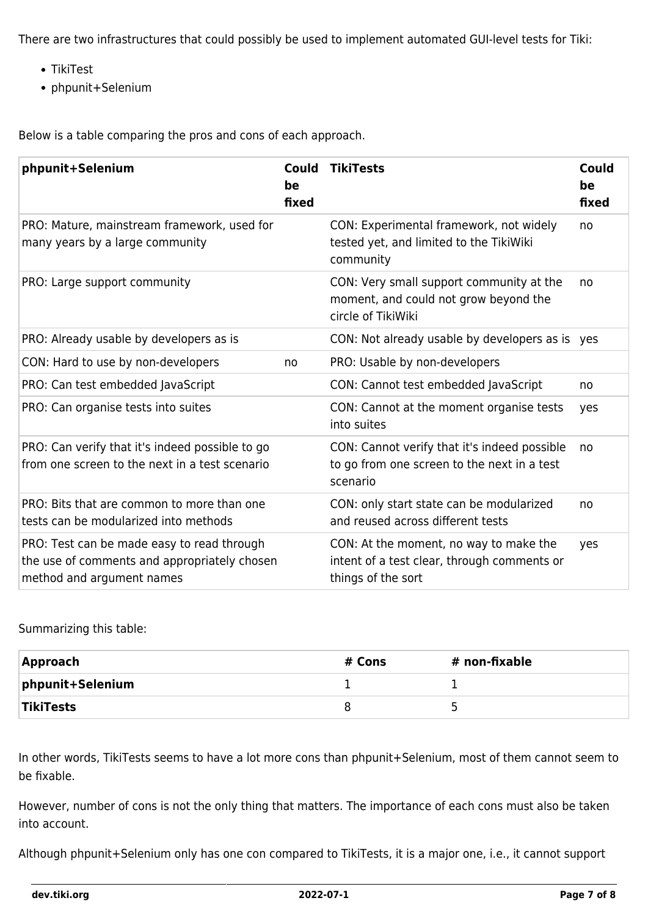There are two infrastructures that could possibly be used to implement automated GUI-level tests for Tiki:

- TikiTest
- phpunit+Selenium

Below is a table comparing the pros and cons of each approach.

| phpunit+Selenium | Could be fixed | TikiTests | Could be fixed |
|---|---|---|---|
| PRO: Mature, mainstream framework, used for many years by a large community | | CON: Experimental framework, not widely tested yet, and limited to the TikiWiki community | no |
| PRO: Large support community | | CON: Very small support community at the moment, and could not grow beyond the circle of TikiWiki | no |
| PRO: Already usable by developers as is | | CON: Not already usable by developers as is | yes |
| CON: Hard to use by non-developers | no | PRO: Usable by non-developers | |
| PRO: Can test embedded JavaScript | | CON: Cannot test embedded JavaScript | no |
| PRO: Can organise tests into suites | | CON: Cannot at the moment organise tests into suites | yes |
| PRO: Can verify that it's indeed possible to go from one screen to the next in a test scenario | | CON: Cannot verify that it's indeed possible to go from one screen to the next in a test scenario | no |
| PRO: Bits that are common to more than one tests can be modularized into methods | | CON: only start state can be modularized and reused across different tests | no |
| PRO: Test can be made easy to read through the use of comments and appropriately chosen method and argument names | | CON: At the moment, no way to make the intent of a test clear, through comments or things of the sort | yes |

Summarizing this table:

| Approach | # Cons | # non-fixable |
|---|---|---|
| **phpunit+Selenium** | 1 | 1 |
| **TikiTests** | 8 | 5 |

In other words, TikiTests seems to have a lot more cons than phpunit+Selenium, most of them cannot seem to be fixable.

However, number of cons is not the only thing that matters. The importance of each cons must also be taken into account.

Although phpunit+Selenium only has one con compared to TikiTests, it is a major one, i.e., it cannot support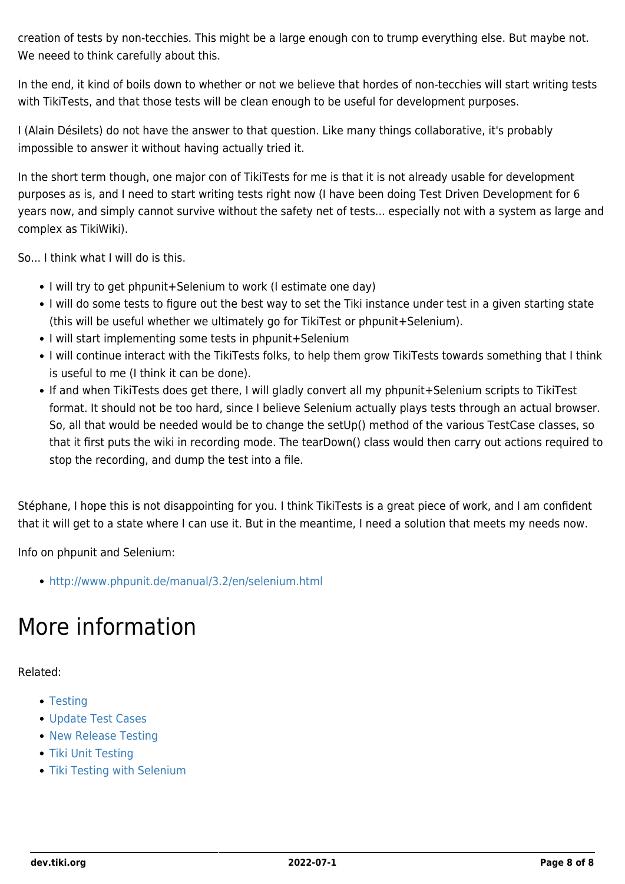creation of tests by non-tecchies. This might be a large enough con to trump everything else. But maybe not. We neeed to think carefully about this.

In the end, it kind of boils down to whether or not we believe that hordes of non-tecchies will start writing tests with TikiTests, and that those tests will be clean enough to be useful for development purposes.

I (Alain Désilets) do not have the answer to that question. Like many things collaborative, it's probably impossible to answer it without having actually tried it.

In the short term though, one major con of TikiTests for me is that it is not already usable for development purposes as is, and I need to start writing tests right now (I have been doing Test Driven Development for 6 years now, and simply cannot survive without the safety net of tests... especially not with a system as large and complex as TikiWiki).

So... I think what I will do is this.

- I will try to get phpunit+Selenium to work (I estimate one day)
- I will do some tests to figure out the best way to set the Tiki instance under test in a given starting state (this will be useful whether we ultimately go for TikiTest or phpunit+Selenium).
- I will start implementing some tests in phpunit+Selenium
- I will continue interact with the TikiTests folks, to help them grow TikiTests towards something that I think is useful to me (I think it can be done).
- If and when TikiTests does get there, I will gladly convert all my phpunit+Selenium scripts to TikiTest format. It should not be too hard, since I believe Selenium actually plays tests through an actual browser. So, all that would be needed would be to change the setUp() method of the various TestCase classes, so that it first puts the wiki in recording mode. The tearDown() class would then carry out actions required to stop the recording, and dump the test into a file.

Stéphane, I hope this is not disappointing for you. I think TikiTests is a great piece of work, and I am confident that it will get to a state where I can use it. But in the meantime, I need a solution that meets my needs now.

Info on phpunit and Selenium:

- http://www.phpunit.de/manual/3.2/en/selenium.html

# More information

Related:

- Testing
- Update Test Cases
- New Release Testing
- Tiki Unit Testing
- Tiki Testing with Selenium